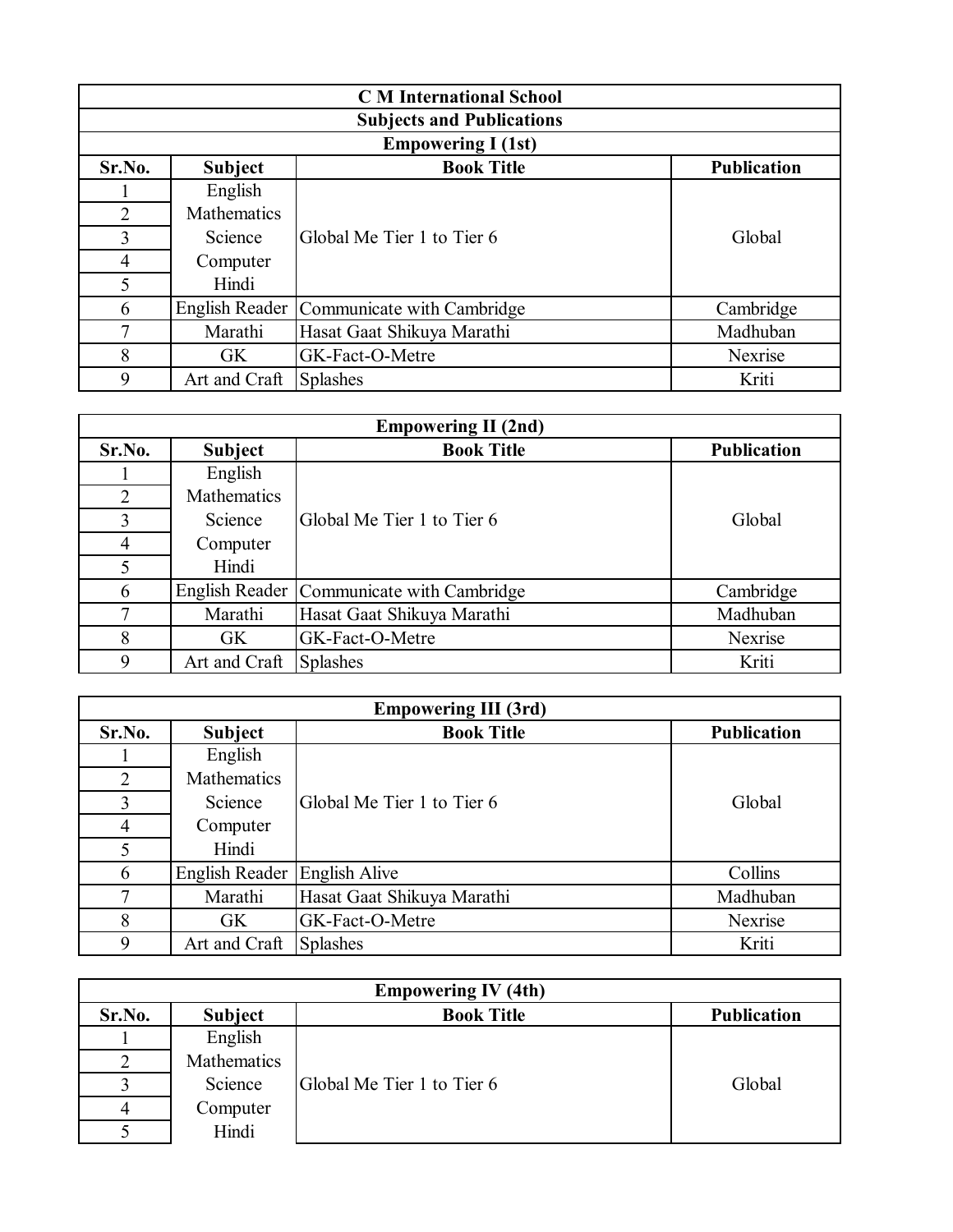# C M International School

## Subjects and Publications

### Empowering I (1st)

| Sr.No. | Subject | Book Title | Publication |
|---|---|---|---|
| 1 | English | Global Me Tier 1 to Tier 6 | Global |
| 2 | Mathematics | | |
| 3 | Science | | |
| 4 | Computer | | |
| 5 | Hindi | | |
| 6 | English Reader | Communicate with Cambridge | Cambridge |
| 7 | Marathi | Hasat Gaat Shikuya Marathi | Madhuban |
| 8 | GK | GK-Fact-O-Metre | Nexrise |
| 9 | Art and Craft | Splashes | Kriti |

### Empowering II (2nd)

| Sr.No. | Subject | Book Title | Publication |
|---|---|---|---|
| 1 | English | Global Me Tier 1 to Tier 6 | Global |
| 2 | Mathematics | | |
| 3 | Science | | |
| 4 | Computer | | |
| 5 | Hindi | | |
| 6 | English Reader | Communicate with Cambridge | Cambridge |
| 7 | Marathi | Hasat Gaat Shikuya Marathi | Madhuban |
| 8 | GK | GK-Fact-O-Metre | Nexrise |
| 9 | Art and Craft | Splashes | Kriti |

### Empowering III (3rd)

| Sr.No. | Subject | Book Title | Publication |
|---|---|---|---|
| 1 | English | Global Me Tier 1 to Tier 6 | Global |
| 2 | Mathematics | | |
| 3 | Science | | |
| 4 | Computer | | |
| 5 | Hindi | | |
| 6 | English Reader | English Alive | Collins |
| 7 | Marathi | Hasat Gaat Shikuya Marathi | Madhuban |
| 8 | GK | GK-Fact-O-Metre | Nexrise |
| 9 | Art and Craft | Splashes | Kriti |

### Empowering IV (4th)

| Sr.No. | Subject | Book Title | Publication |
|---|---|---|---|
| 1 | English | Global Me Tier 1 to Tier 6 | Global |
| 2 | Mathematics | | |
| 3 | Science | | |
| 4 | Computer | | |
| 5 | Hindi | | |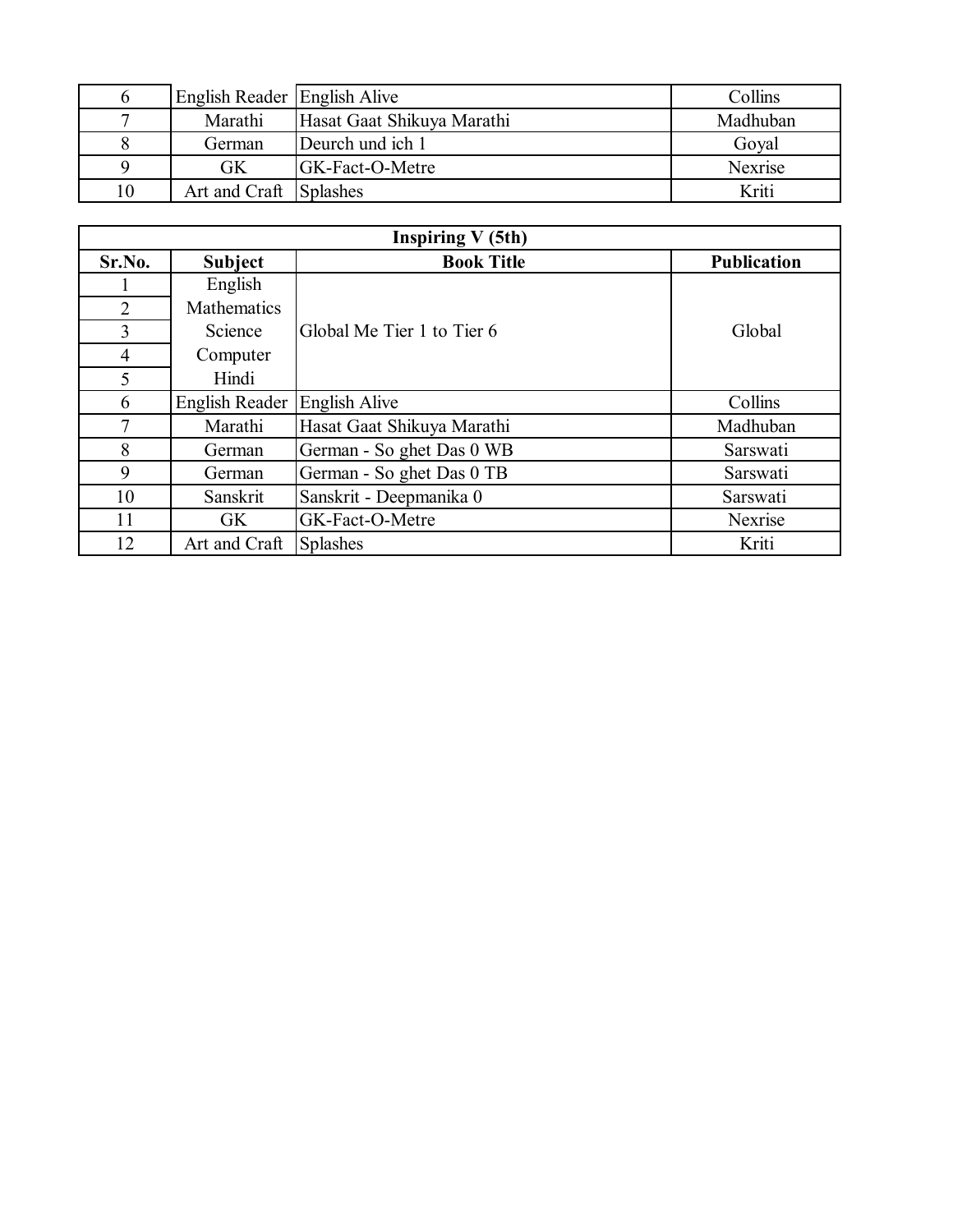| | | | |
|---|---|---|---|
| 6 | English Reader | English Alive | Collins |
| 7 | Marathi | Hasat Gaat Shikuya Marathi | Madhuban |
| 8 | German | Deurch und ich 1 | Goyal |
| 9 | GK | GK-Fact-O-Metre | Nexrise |
| 10 | Art and Craft | Splashes | Kriti |

| **Inspiring V (5th)** | | | |
|---|---|---|---|
| **Sr.No.** | **Subject** | **Book Title** | **Publication** |
| 1 | English | Global Me Tier 1 to Tier 6 | Global |
| 2 | Mathematics | | |
| 3 | Science | | |
| 4 | Computer | | |
| 5 | Hindi | | |
| 6 | English Reader | English Alive | Collins |
| 7 | Marathi | Hasat Gaat Shikuya Marathi | Madhuban |
| 8 | German | German - So ghet Das 0 WB | Sarswati |
| 9 | German | German - So ghet Das 0 TB | Sarswati |
| 10 | Sanskrit | Sanskrit - Deepmanika 0 | Sarswati |
| 11 | GK | GK-Fact-O-Metre | Nexrise |
| 12 | Art and Craft | Splashes | Kriti |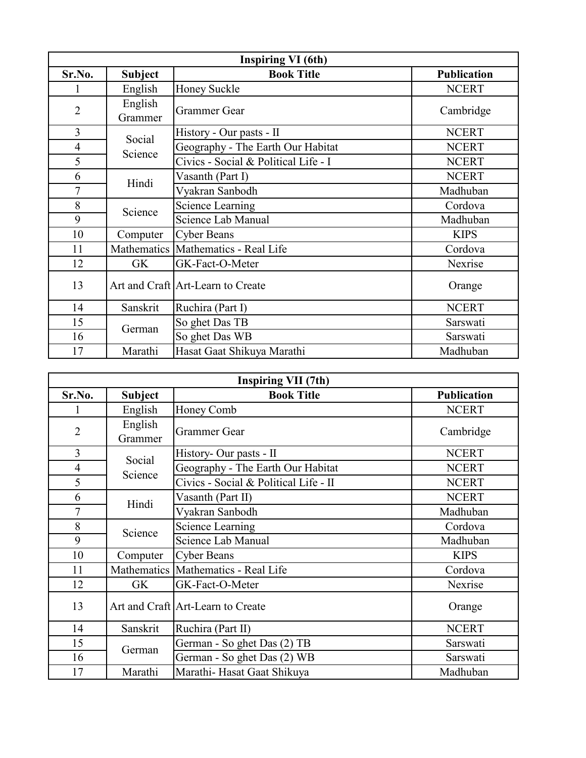| Inspiring VI (6th) | | | |
|---|---|---|---|
| Sr.No. | Subject | Book Title | Publication |
| 1 | English | Honey Suckle | NCERT |
| 2 | English Grammer | Grammer Gear | Cambridge |
| 3 | Social Science | History - Our pasts - II | NCERT |
| 4 | | Geography - The Earth Our Habitat | NCERT |
| 5 | | Civics - Social & Political Life - I | NCERT |
| 6 | Hindi | Vasanth (Part I) | NCERT |
| 7 | | Vyakran Sanbodh | Madhuban |
| 8 | Science | Science Learning | Cordova |
| 9 | | Science Lab Manual | Madhuban |
| 10 | Computer | Cyber Beans | KIPS |
| 11 | Mathematics | Mathematics - Real Life | Cordova |
| 12 | GK | GK-Fact-O-Meter | Nexrise |
| 13 | Art and Craft | Art-Learn to Create | Orange |
| 14 | Sanskrit | Ruchira (Part I) | NCERT |
| 15 | German | So ghet Das TB | Sarswati |
| 16 | | So ghet Das WB | Sarswati |
| 17 | Marathi | Hasat Gaat Shikuya Marathi | Madhuban |

| Inspiring VII (7th) | | | |
|---|---|---|---|
| Sr.No. | Subject | Book Title | Publication |
| 1 | English | Honey Comb | NCERT |
| 2 | English Grammer | Grammer Gear | Cambridge |
| 3 | Social Science | History- Our pasts - II | NCERT |
| 4 | | Geography - The Earth Our Habitat | NCERT |
| 5 | | Civics - Social & Political Life - II | NCERT |
| 6 | Hindi | Vasanth (Part II) | NCERT |
| 7 | | Vyakran Sanbodh | Madhuban |
| 8 | Science | Science Learning | Cordova |
| 9 | | Science Lab Manual | Madhuban |
| 10 | Computer | Cyber Beans | KIPS |
| 11 | Mathematics | Mathematics - Real Life | Cordova |
| 12 | GK | GK-Fact-O-Meter | Nexrise |
| 13 | Art and Craft | Art-Learn to Create | Orange |
| 14 | Sanskrit | Ruchira (Part II) | NCERT |
| 15 | German | German - So ghet Das (2) TB | Sarswati |
| 16 | | German - So ghet Das (2) WB | Sarswati |
| 17 | Marathi | Marathi- Hasat Gaat Shikuya | Madhuban |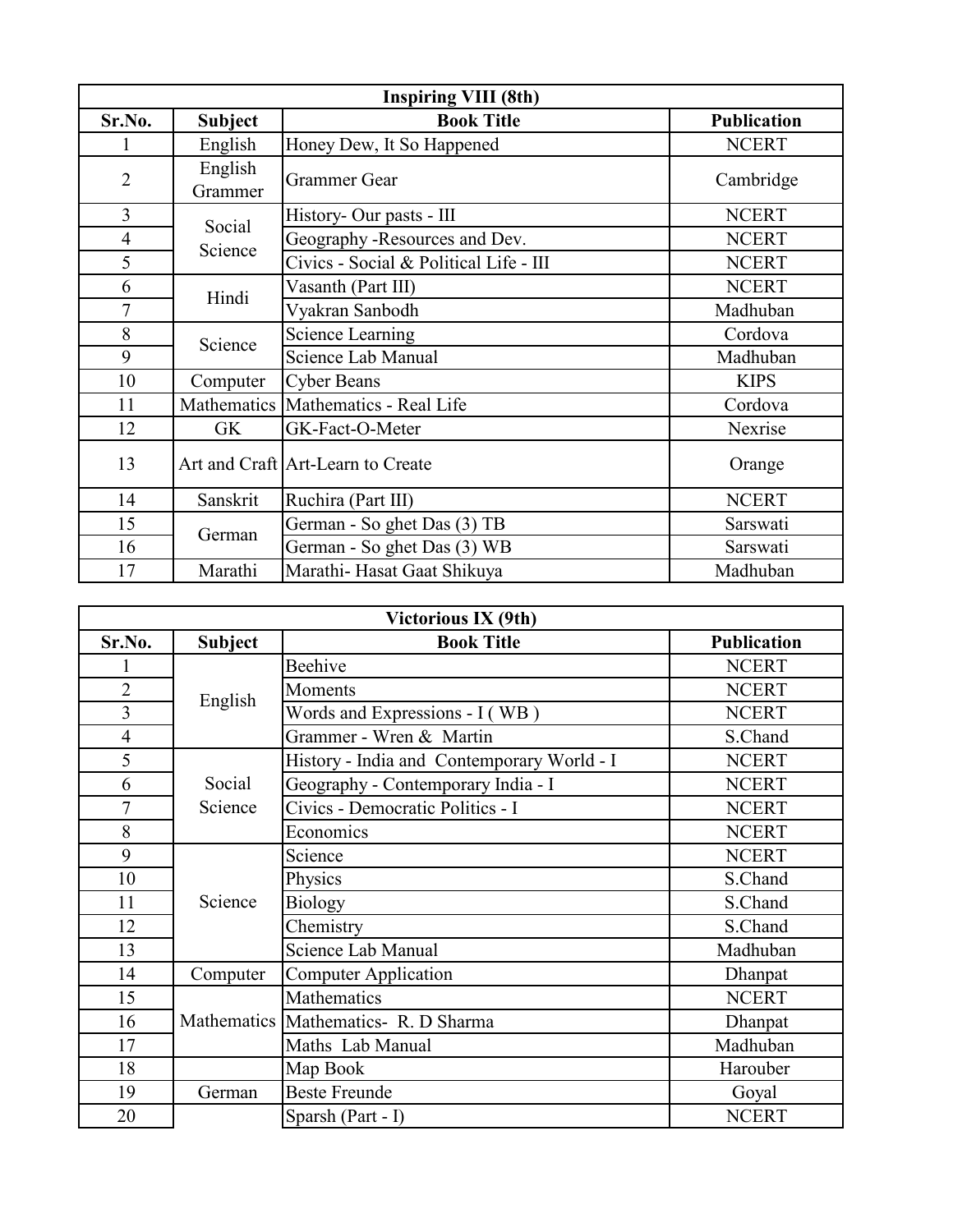| Inspiring VIII (8th) | | | |
|---|---|---|---|
| **Sr.No.** | **Subject** | **Book Title** | **Publication** |
| 1 | English | Honey Dew, It So Happened | NCERT |
| 2 | English Grammer | Grammer Gear | Cambridge |
| 3 | Social Science | History- Our pasts - III | NCERT |
| 4 | | Geography -Resources and Dev. | NCERT |
| 5 | | Civics - Social & Political Life - III | NCERT |
| 6 | Hindi | Vasanth (Part III) | NCERT |
| 7 | | Vyakran Sanbodh | Madhuban |
| 8 | Science | Science Learning | Cordova |
| 9 | | Science Lab Manual | Madhuban |
| 10 | Computer | Cyber Beans | KIPS |
| 11 | Mathematics | Mathematics - Real Life | Cordova |
| 12 | GK | GK-Fact-O-Meter | Nexrise |
| 13 | Art and Craft | Art-Learn to Create | Orange |
| 14 | Sanskrit | Ruchira (Part III) | NCERT |
| 15 | German | German - So ghet Das (3) TB | Sarswati |
| 16 | | German - So ghet Das (3) WB | Sarswati |
| 17 | Marathi | Marathi- Hasat Gaat Shikuya | Madhuban |

| Victorious IX (9th) | | | |
|---|---|---|---|
| **Sr.No.** | **Subject** | **Book Title** | **Publication** |
| 1 | English | Beehive | NCERT |
| 2 | | Moments | NCERT |
| 3 | | Words and Expressions - I ( WB ) | NCERT |
| 4 | | Grammer - Wren & Martin | S.Chand |
| 5 | Social Science | History - India and Contemporary World - I | NCERT |
| 6 | | Geography - Contemporary India - I | NCERT |
| 7 | | Civics - Democratic Politics - I | NCERT |
| 8 | | Economics | NCERT |
| 9 | Science | Science | NCERT |
| 10 | | Physics | S.Chand |
| 11 | | Biology | S.Chand |
| 12 | | Chemistry | S.Chand |
| 13 | | Science Lab Manual | Madhuban |
| 14 | Computer | Computer Application | Dhanpat |
| 15 | Mathematics | Mathematics | NCERT |
| 16 | | Mathematics- R. D Sharma | Dhanpat |
| 17 | | Maths Lab Manual | Madhuban |
| 18 | | Map Book | Harouber |
| 19 | German | Beste Freunde | Goyal |
| 20 | | Sparsh (Part - I) | NCERT |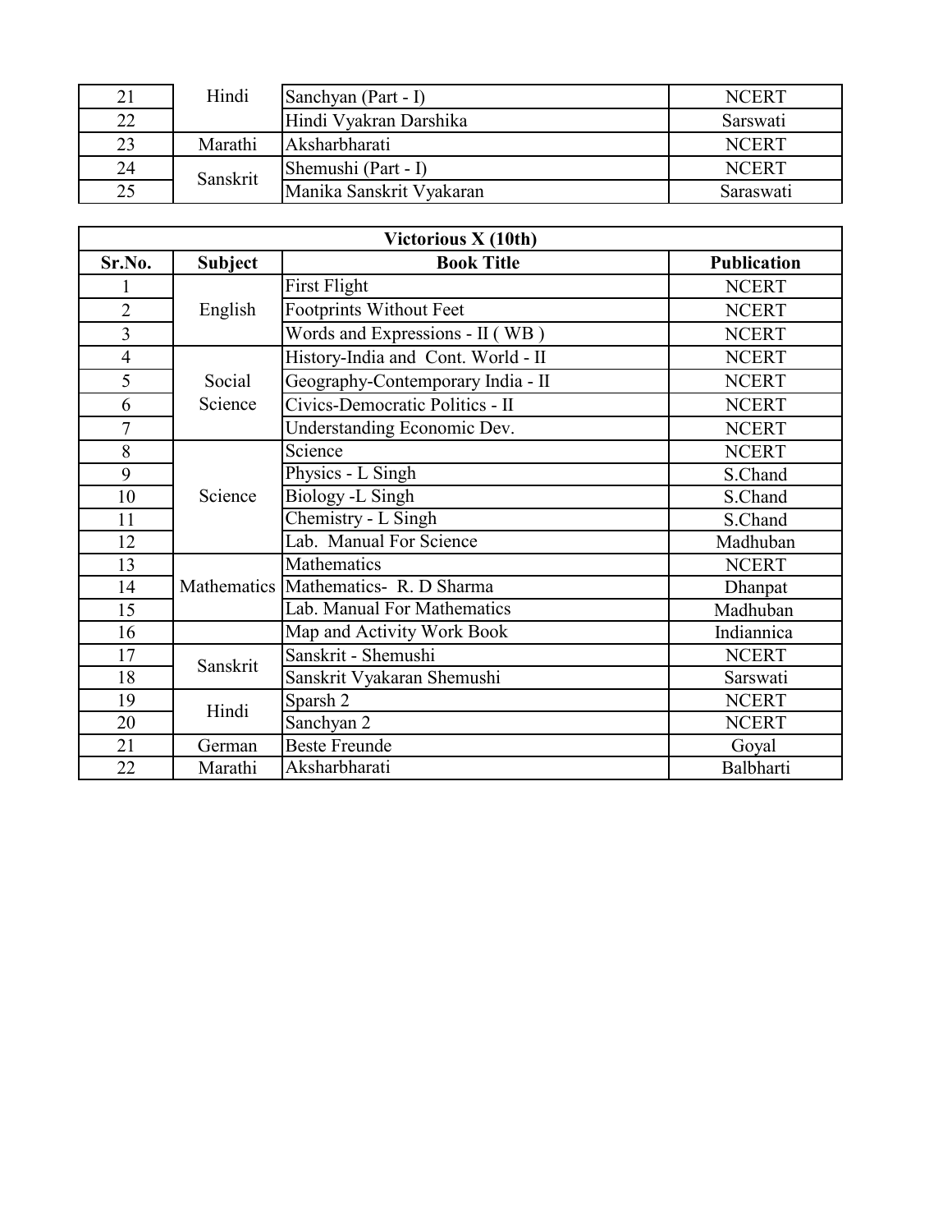| | | | |
|---|---|---|---|
| 21 | Hindi | Sanchyan (Part - I) | NCERT |
| 22 | | Hindi Vyakran Darshika | Sarswati |
| 23 | Marathi | Aksharbharati | NCERT |
| 24 | Sanskrit | Shemushi (Part - I) | NCERT |
| 25 | | Manika Sanskrit Vyakaran | Saraswati |

| Victorious X (10th) | | | |
|---|---|---|---|
| **Sr.No.** | **Subject** | **Book Title** | **Publication** |
| 1 | English | First Flight | NCERT |
| 2 | | Footprints Without Feet | NCERT |
| 3 | | Words and Expressions - II ( WB ) | NCERT |
| 4 | Social Science | History-India and Cont. World - II | NCERT |
| 5 | | Geography-Contemporary India - II | NCERT |
| 6 | | Civics-Democratic Politics - II | NCERT |
| 7 | | Understanding Economic Dev. | NCERT |
| 8 | Science | Science | NCERT |
| 9 | | Physics - L Singh | S.Chand |
| 10 | | Biology -L Singh | S.Chand |
| 11 | | Chemistry - L Singh | S.Chand |
| 12 | | Lab. Manual For Science | Madhuban |
| 13 | Mathematics | Mathematics | NCERT |
| 14 | | Mathematics- R. D Sharma | Dhanpat |
| 15 | | Lab. Manual For Mathematics | Madhuban |
| 16 | | Map and Activity Work Book | Indiannica |
| 17 | Sanskrit | Sanskrit - Shemushi | NCERT |
| 18 | | Sanskrit Vyakaran Shemushi | Sarswati |
| 19 | Hindi | Sparsh 2 | NCERT |
| 20 | | Sanchyan 2 | NCERT |
| 21 | German | Beste Freunde | Goyal |
| 22 | Marathi | Aksharbharati | Balbharti |